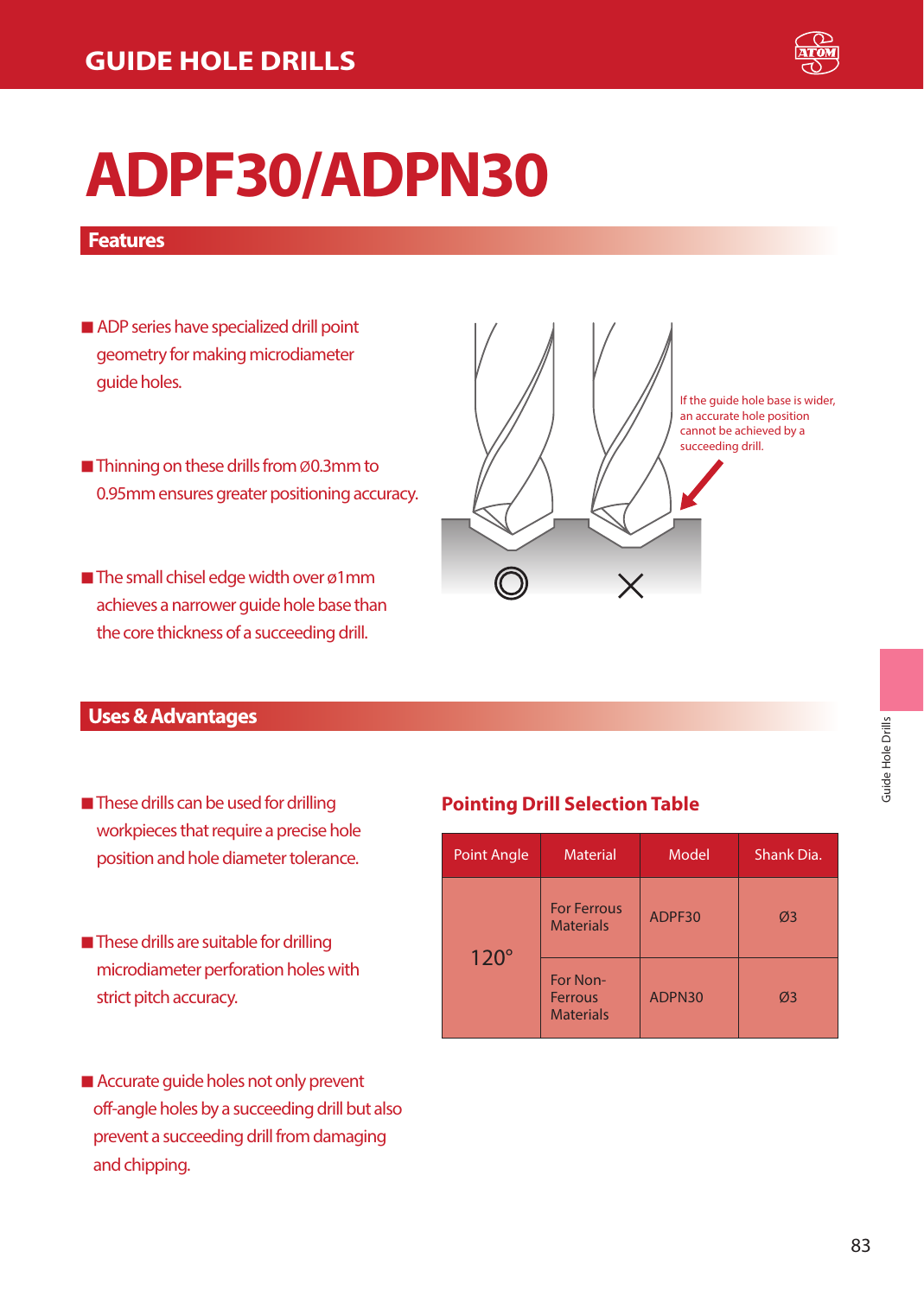# GUIDE HOLE DRILLS

# ADPF30/ADPN30

## Features

- ADP series have specialized drill point geometry for making microdiameter guide holes.
- Thinning on these drills from Ø0.3mm to 0.95mm ensures greater positioning accuracy.
- The small chisel edge width over ø1mm achieves a narrower guide hole base than the core thickness of a succeeding drill.

If the guide hole base is wider, an accurate hole position cannot be achieved by a succeeding drill.

## Uses & Advantages

- These drills can be used for drilling workpieces that require a precise hole position and hole diameter tolerance.
- These drills are suitable for drilling microdiameter perforation holes with strict pitch accuracy.
- Accurate guide holes not only prevent off-angle holes by a succeeding drill but also prevent a succeeding drill from damaging and chipping.

### Pointing Drill Selection Table

| Point Angle | Material | Model | Shank Dia. |
|---|---|---|---|
| 120° | For Ferrous Materials | ADPF30 | Ø3 |
| | For Non-Ferrous Materials | ADPN30 | Ø3 |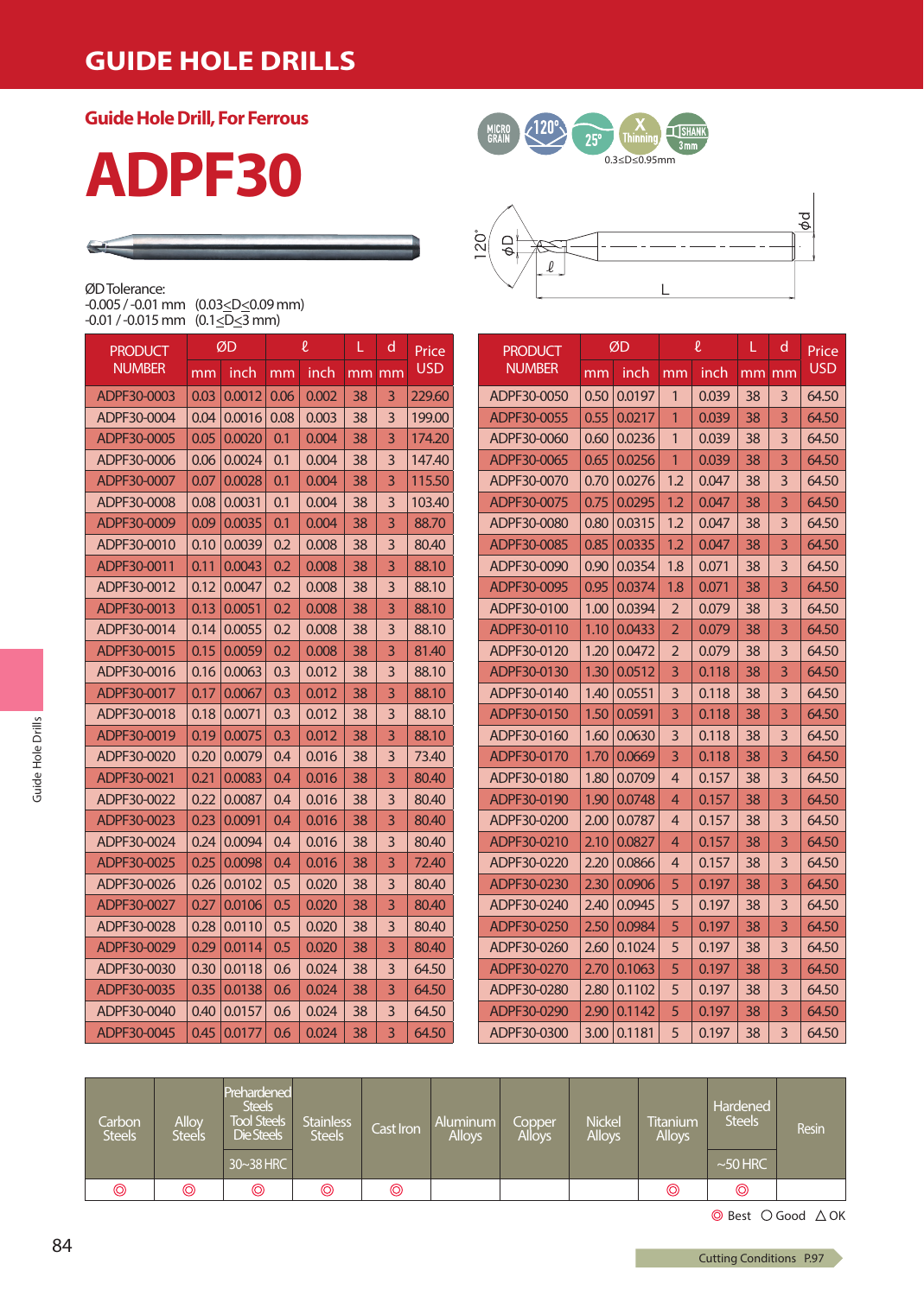# GUIDE HOLE DRILLS

## Guide Hole Drill, For Ferrous

# ADPF30

MICRO GRAIN · 120° · 25° · X Thinning · SHANK 3mm

0.3≤D≤0.95mm

ØD Tolerance:
-0.005 / -0.01 mm (0.03≤D≤0.09 mm)
-0.01 / -0.015 mm (0.1≤D≤3 mm)

| PRODUCT NUMBER | ØD | | ℓ | | L | d | Price |
|---|---|---|---|---|---|---|---|
| | mm | inch | mm | inch | mm | mm | USD |
| ADPF30-0003 | 0.03 | 0.0012 | 0.06 | 0.002 | 38 | 3 | 229.60 |
| ADPF30-0004 | 0.04 | 0.0016 | 0.08 | 0.003 | 38 | 3 | 199.00 |
| ADPF30-0005 | 0.05 | 0.0020 | 0.1 | 0.004 | 38 | 3 | 174.20 |
| ADPF30-0006 | 0.06 | 0.0024 | 0.1 | 0.004 | 38 | 3 | 147.40 |
| ADPF30-0007 | 0.07 | 0.0028 | 0.1 | 0.004 | 38 | 3 | 115.50 |
| ADPF30-0008 | 0.08 | 0.0031 | 0.1 | 0.004 | 38 | 3 | 103.40 |
| ADPF30-0009 | 0.09 | 0.0035 | 0.1 | 0.004 | 38 | 3 | 88.70 |
| ADPF30-0010 | 0.10 | 0.0039 | 0.2 | 0.008 | 38 | 3 | 80.40 |
| ADPF30-0011 | 0.11 | 0.0043 | 0.2 | 0.008 | 38 | 3 | 88.10 |
| ADPF30-0012 | 0.12 | 0.0047 | 0.2 | 0.008 | 38 | 3 | 88.10 |
| ADPF30-0013 | 0.13 | 0.0051 | 0.2 | 0.008 | 38 | 3 | 88.10 |
| ADPF30-0014 | 0.14 | 0.0055 | 0.2 | 0.008 | 38 | 3 | 88.10 |
| ADPF30-0015 | 0.15 | 0.0059 | 0.2 | 0.008 | 38 | 3 | 81.40 |
| ADPF30-0016 | 0.16 | 0.0063 | 0.3 | 0.012 | 38 | 3 | 88.10 |
| ADPF30-0017 | 0.17 | 0.0067 | 0.3 | 0.012 | 38 | 3 | 88.10 |
| ADPF30-0018 | 0.18 | 0.0071 | 0.3 | 0.012 | 38 | 3 | 88.10 |
| ADPF30-0019 | 0.19 | 0.0075 | 0.3 | 0.012 | 38 | 3 | 88.10 |
| ADPF30-0020 | 0.20 | 0.0079 | 0.4 | 0.016 | 38 | 3 | 73.40 |
| ADPF30-0021 | 0.21 | 0.0083 | 0.4 | 0.016 | 38 | 3 | 80.40 |
| ADPF30-0022 | 0.22 | 0.0087 | 0.4 | 0.016 | 38 | 3 | 80.40 |
| ADPF30-0023 | 0.23 | 0.0091 | 0.4 | 0.016 | 38 | 3 | 80.40 |
| ADPF30-0024 | 0.24 | 0.0094 | 0.4 | 0.016 | 38 | 3 | 80.40 |
| ADPF30-0025 | 0.25 | 0.0098 | 0.4 | 0.016 | 38 | 3 | 72.40 |
| ADPF30-0026 | 0.26 | 0.0102 | 0.5 | 0.020 | 38 | 3 | 80.40 |
| ADPF30-0027 | 0.27 | 0.0106 | 0.5 | 0.020 | 38 | 3 | 80.40 |
| ADPF30-0028 | 0.28 | 0.0110 | 0.5 | 0.020 | 38 | 3 | 80.40 |
| ADPF30-0029 | 0.29 | 0.0114 | 0.5 | 0.020 | 38 | 3 | 80.40 |
| ADPF30-0030 | 0.30 | 0.0118 | 0.6 | 0.024 | 38 | 3 | 64.50 |
| ADPF30-0035 | 0.35 | 0.0138 | 0.6 | 0.024 | 38 | 3 | 64.50 |
| ADPF30-0040 | 0.40 | 0.0157 | 0.6 | 0.024 | 38 | 3 | 64.50 |
| ADPF30-0045 | 0.45 | 0.0177 | 0.6 | 0.024 | 38 | 3 | 64.50 |
| ADPF30-0050 | 0.50 | 0.0197 | 1 | 0.039 | 38 | 3 | 64.50 |
| ADPF30-0055 | 0.55 | 0.0217 | 1 | 0.039 | 38 | 3 | 64.50 |
| ADPF30-0060 | 0.60 | 0.0236 | 1 | 0.039 | 38 | 3 | 64.50 |
| ADPF30-0065 | 0.65 | 0.0256 | 1 | 0.039 | 38 | 3 | 64.50 |
| ADPF30-0070 | 0.70 | 0.0276 | 1.2 | 0.047 | 38 | 3 | 64.50 |
| ADPF30-0075 | 0.75 | 0.0295 | 1.2 | 0.047 | 38 | 3 | 64.50 |
| ADPF30-0080 | 0.80 | 0.0315 | 1.2 | 0.047 | 38 | 3 | 64.50 |
| ADPF30-0085 | 0.85 | 0.0335 | 1.2 | 0.047 | 38 | 3 | 64.50 |
| ADPF30-0090 | 0.90 | 0.0354 | 1.8 | 0.071 | 38 | 3 | 64.50 |
| ADPF30-0095 | 0.95 | 0.0374 | 1.8 | 0.071 | 38 | 3 | 64.50 |
| ADPF30-0100 | 1.00 | 0.0394 | 2 | 0.079 | 38 | 3 | 64.50 |
| ADPF30-0110 | 1.10 | 0.0433 | 2 | 0.079 | 38 | 3 | 64.50 |
| ADPF30-0120 | 1.20 | 0.0472 | 2 | 0.079 | 38 | 3 | 64.50 |
| ADPF30-0130 | 1.30 | 0.0512 | 3 | 0.118 | 38 | 3 | 64.50 |
| ADPF30-0140 | 1.40 | 0.0551 | 3 | 0.118 | 38 | 3 | 64.50 |
| ADPF30-0150 | 1.50 | 0.0591 | 3 | 0.118 | 38 | 3 | 64.50 |
| ADPF30-0160 | 1.60 | 0.0630 | 3 | 0.118 | 38 | 3 | 64.50 |
| ADPF30-0170 | 1.70 | 0.0669 | 3 | 0.118 | 38 | 3 | 64.50 |
| ADPF30-0180 | 1.80 | 0.0709 | 4 | 0.157 | 38 | 3 | 64.50 |
| ADPF30-0190 | 1.90 | 0.0748 | 4 | 0.157 | 38 | 3 | 64.50 |
| ADPF30-0200 | 2.00 | 0.0787 | 4 | 0.157 | 38 | 3 | 64.50 |
| ADPF30-0210 | 2.10 | 0.0827 | 4 | 0.157 | 38 | 3 | 64.50 |
| ADPF30-0220 | 2.20 | 0.0866 | 4 | 0.157 | 38 | 3 | 64.50 |
| ADPF30-0230 | 2.30 | 0.0906 | 5 | 0.197 | 38 | 3 | 64.50 |
| ADPF30-0240 | 2.40 | 0.0945 | 5 | 0.197 | 38 | 3 | 64.50 |
| ADPF30-0250 | 2.50 | 0.0984 | 5 | 0.197 | 38 | 3 | 64.50 |
| ADPF30-0260 | 2.60 | 0.1024 | 5 | 0.197 | 38 | 3 | 64.50 |
| ADPF30-0270 | 2.70 | 0.1063 | 5 | 0.197 | 38 | 3 | 64.50 |
| ADPF30-0280 | 2.80 | 0.1102 | 5 | 0.197 | 38 | 3 | 64.50 |
| ADPF30-0290 | 2.90 | 0.1142 | 5 | 0.197 | 38 | 3 | 64.50 |
| ADPF30-0300 | 3.00 | 0.1181 | 5 | 0.197 | 38 | 3 | 64.50 |

| Carbon Steels | Alloy Steels | Prehardened Steels Tool Steels Die Steels 30~38 HRC | Stainless Steels | Cast Iron | Aluminum Alloys | Copper Alloys | Nickel Alloys | Titanium Alloys | Hardened Steels ~50 HRC | Resin |
|---|---|---|---|---|---|---|---|---|---|---|
| ◎ | ◎ | ◎ | ◎ | ◎ | | | | ◎ | ◎ | |

◎ Best ○ Good △ OK

Cutting Conditions P.97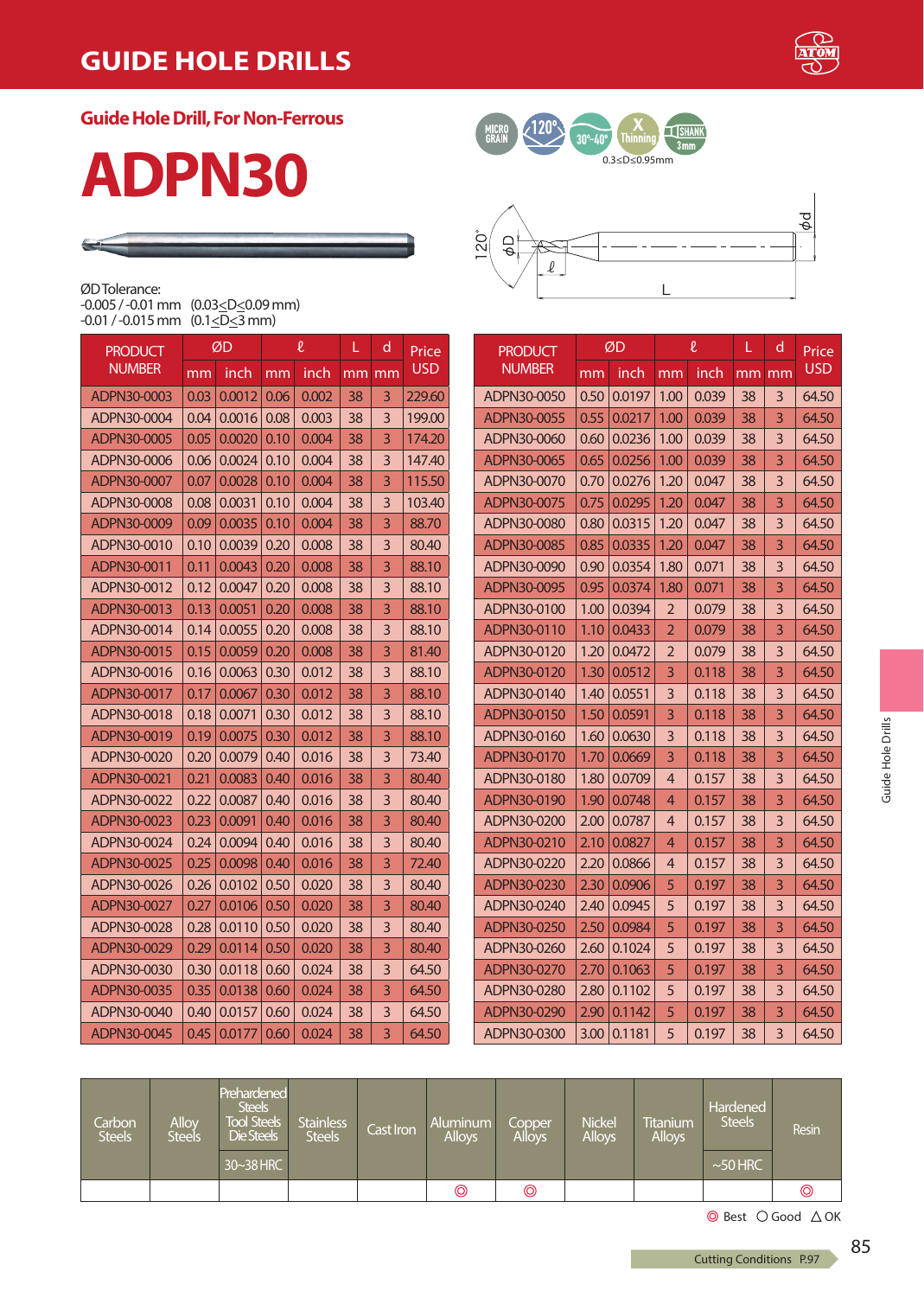# GUIDE HOLE DRILLS

## Guide Hole Drill, For Non-Ferrous

# ADPN30

MICRO GRAIN | 120° | 30°~40° | X Thinning | SHANK 3mm

0.3≤D≤0.95mm

120° ØD ℓ Ød L

ØD Tolerance:
-0.005 / -0.01 mm (0.03≤D≤0.09 mm)
-0.01 / -0.015 mm (0.1≤D≤3 mm)

| PRODUCT NUMBER | ØD mm | ØD inch | ℓ mm | ℓ inch | L mm | d mm | Price USD |
|---|---|---|---|---|---|---|---|
| ADPN30-0003 | 0.03 | 0.0012 | 0.06 | 0.002 | 38 | 3 | 229.60 |
| ADPN30-0004 | 0.04 | 0.0016 | 0.08 | 0.003 | 38 | 3 | 199.00 |
| ADPN30-0005 | 0.05 | 0.0020 | 0.10 | 0.004 | 38 | 3 | 174.20 |
| ADPN30-0006 | 0.06 | 0.0024 | 0.10 | 0.004 | 38 | 3 | 147.40 |
| ADPN30-0007 | 0.07 | 0.0028 | 0.10 | 0.004 | 38 | 3 | 115.50 |
| ADPN30-0008 | 0.08 | 0.0031 | 0.10 | 0.004 | 38 | 3 | 103.40 |
| ADPN30-0009 | 0.09 | 0.0035 | 0.10 | 0.004 | 38 | 3 | 88.70 |
| ADPN30-0010 | 0.10 | 0.0039 | 0.20 | 0.008 | 38 | 3 | 80.40 |
| ADPN30-0011 | 0.11 | 0.0043 | 0.20 | 0.008 | 38 | 3 | 88.10 |
| ADPN30-0012 | 0.12 | 0.0047 | 0.20 | 0.008 | 38 | 3 | 88.10 |
| ADPN30-0013 | 0.13 | 0.0051 | 0.20 | 0.008 | 38 | 3 | 88.10 |
| ADPN30-0014 | 0.14 | 0.0055 | 0.20 | 0.008 | 38 | 3 | 88.10 |
| ADPN30-0015 | 0.15 | 0.0059 | 0.20 | 0.008 | 38 | 3 | 81.40 |
| ADPN30-0016 | 0.16 | 0.0063 | 0.30 | 0.012 | 38 | 3 | 88.10 |
| ADPN30-0017 | 0.17 | 0.0067 | 0.30 | 0.012 | 38 | 3 | 88.10 |
| ADPN30-0018 | 0.18 | 0.0071 | 0.30 | 0.012 | 38 | 3 | 88.10 |
| ADPN30-0019 | 0.19 | 0.0075 | 0.30 | 0.012 | 38 | 3 | 88.10 |
| ADPN30-0020 | 0.20 | 0.0079 | 0.40 | 0.016 | 38 | 3 | 73.40 |
| ADPN30-0021 | 0.21 | 0.0083 | 0.40 | 0.016 | 38 | 3 | 80.40 |
| ADPN30-0022 | 0.22 | 0.0087 | 0.40 | 0.016 | 38 | 3 | 80.40 |
| ADPN30-0023 | 0.23 | 0.0091 | 0.40 | 0.016 | 38 | 3 | 80.40 |
| ADPN30-0024 | 0.24 | 0.0094 | 0.40 | 0.016 | 38 | 3 | 80.40 |
| ADPN30-0025 | 0.25 | 0.0098 | 0.40 | 0.016 | 38 | 3 | 72.40 |
| ADPN30-0026 | 0.26 | 0.0102 | 0.50 | 0.020 | 38 | 3 | 80.40 |
| ADPN30-0027 | 0.27 | 0.0106 | 0.50 | 0.020 | 38 | 3 | 80.40 |
| ADPN30-0028 | 0.28 | 0.0110 | 0.50 | 0.020 | 38 | 3 | 80.40 |
| ADPN30-0029 | 0.29 | 0.0114 | 0.50 | 0.020 | 38 | 3 | 80.40 |
| ADPN30-0030 | 0.30 | 0.0118 | 0.60 | 0.024 | 38 | 3 | 64.50 |
| ADPN30-0035 | 0.35 | 0.0138 | 0.60 | 0.024 | 38 | 3 | 64.50 |
| ADPN30-0040 | 0.40 | 0.0157 | 0.60 | 0.024 | 38 | 3 | 64.50 |
| ADPN30-0045 | 0.45 | 0.0177 | 0.60 | 0.024 | 38 | 3 | 64.50 |
| ADPN30-0050 | 0.50 | 0.0197 | 1.00 | 0.039 | 38 | 3 | 64.50 |
| ADPN30-0055 | 0.55 | 0.0217 | 1.00 | 0.039 | 38 | 3 | 64.50 |
| ADPN30-0060 | 0.60 | 0.0236 | 1.00 | 0.039 | 38 | 3 | 64.50 |
| ADPN30-0065 | 0.65 | 0.0256 | 1.00 | 0.039 | 38 | 3 | 64.50 |
| ADPN30-0070 | 0.70 | 0.0276 | 1.20 | 0.047 | 38 | 3 | 64.50 |
| ADPN30-0075 | 0.75 | 0.0295 | 1.20 | 0.047 | 38 | 3 | 64.50 |
| ADPN30-0080 | 0.80 | 0.0315 | 1.20 | 0.047 | 38 | 3 | 64.50 |
| ADPN30-0085 | 0.85 | 0.0335 | 1.20 | 0.047 | 38 | 3 | 64.50 |
| ADPN30-0090 | 0.90 | 0.0354 | 1.80 | 0.071 | 38 | 3 | 64.50 |
| ADPN30-0095 | 0.95 | 0.0374 | 1.80 | 0.071 | 38 | 3 | 64.50 |
| ADPN30-0100 | 1.00 | 0.0394 | 2 | 0.079 | 38 | 3 | 64.50 |
| ADPN30-0110 | 1.10 | 0.0433 | 2 | 0.079 | 38 | 3 | 64.50 |
| ADPN30-0120 | 1.20 | 0.0472 | 2 | 0.079 | 38 | 3 | 64.50 |
| ADPN30-0120 | 1.30 | 0.0512 | 3 | 0.118 | 38 | 3 | 64.50 |
| ADPN30-0140 | 1.40 | 0.0551 | 3 | 0.118 | 38 | 3 | 64.50 |
| ADPN30-0150 | 1.50 | 0.0591 | 3 | 0.118 | 38 | 3 | 64.50 |
| ADPN30-0160 | 1.60 | 0.0630 | 3 | 0.118 | 38 | 3 | 64.50 |
| ADPN30-0170 | 1.70 | 0.0669 | 3 | 0.118 | 38 | 3 | 64.50 |
| ADPN30-0180 | 1.80 | 0.0709 | 4 | 0.157 | 38 | 3 | 64.50 |
| ADPN30-0190 | 1.90 | 0.0748 | 4 | 0.157 | 38 | 3 | 64.50 |
| ADPN30-0200 | 2.00 | 0.0787 | 4 | 0.157 | 38 | 3 | 64.50 |
| ADPN30-0210 | 2.10 | 0.0827 | 4 | 0.157 | 38 | 3 | 64.50 |
| ADPN30-0220 | 2.20 | 0.0866 | 4 | 0.157 | 38 | 3 | 64.50 |
| ADPN30-0230 | 2.30 | 0.0906 | 5 | 0.197 | 38 | 3 | 64.50 |
| ADPN30-0240 | 2.40 | 0.0945 | 5 | 0.197 | 38 | 3 | 64.50 |
| ADPN30-0250 | 2.50 | 0.0984 | 5 | 0.197 | 38 | 3 | 64.50 |
| ADPN30-0260 | 2.60 | 0.1024 | 5 | 0.197 | 38 | 3 | 64.50 |
| ADPN30-0270 | 2.70 | 0.1063 | 5 | 0.197 | 38 | 3 | 64.50 |
| ADPN30-0280 | 2.80 | 0.1102 | 5 | 0.197 | 38 | 3 | 64.50 |
| ADPN30-0290 | 2.90 | 0.1142 | 5 | 0.197 | 38 | 3 | 64.50 |
| ADPN30-0300 | 3.00 | 0.1181 | 5 | 0.197 | 38 | 3 | 64.50 |

| Carbon Steels | Alloy Steels | Prehardened Steels Tool Steels Die Steels 30~38 HRC | Stainless Steels | Cast Iron | Aluminum Alloys | Copper Alloys | Nickel Alloys | Titanium Alloys | Hardened Steels ~50 HRC | Resin |
|---|---|---|---|---|---|---|---|---|---|---|
| | | | | | ◎ | ◎ | | | | ◎ |

◎ Best ○ Good △ OK

Cutting Conditions P.97